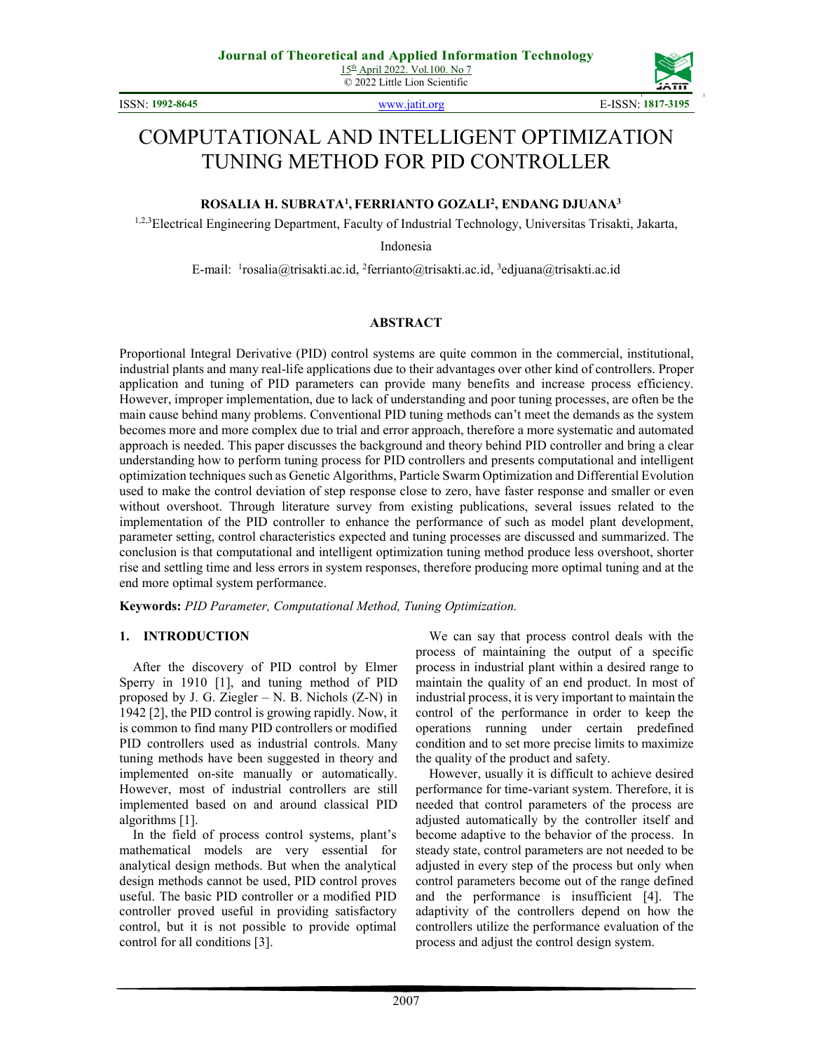# COMPUTATIONAL AND INTELLIGENT OPTIMIZATION TUNING METHOD FOR PID CONTROLLER

**ROSALIA H. SUBRATA[1], FERRIANTO GOZALI[2], ENDANG DJUANA[3]**

[1,2,3]Electrical Engineering Department, Faculty of Industrial Technology, Universitas Trisakti, Jakarta, Indonesia

E-mail: [1]rosalia@trisakti.ac.id, [2]ferrianto@trisakti.ac.id, [3]edjuana@trisakti.ac.id

## ABSTRACT

Proportional Integral Derivative (PID) control systems are quite common in the commercial, institutional, industrial plants and many real-life applications due to their advantages over other kind of controllers. Proper application and tuning of PID parameters can provide many benefits and increase process efficiency. However, improper implementation, due to lack of understanding and poor tuning processes, are often be the main cause behind many problems. Conventional PID tuning methods can't meet the demands as the system becomes more and more complex due to trial and error approach, therefore a more systematic and automated approach is needed. This paper discusses the background and theory behind PID controller and bring a clear understanding how to perform tuning process for PID controllers and presents computational and intelligent optimization techniques such as Genetic Algorithms, Particle Swarm Optimization and Differential Evolution used to make the control deviation of step response close to zero, have faster response and smaller or even without overshoot. Through literature survey from existing publications, several issues related to the implementation of the PID controller to enhance the performance of such as model plant development, parameter setting, control characteristics expected and tuning processes are discussed and summarized. The conclusion is that computational and intelligent optimization tuning method produce less overshoot, shorter rise and settling time and less errors in system responses, therefore producing more optimal tuning and at the end more optimal system performance.

**Keywords:** *PID Parameter, Computational Method, Tuning Optimization.*

## 1. INTRODUCTION

After the discovery of PID control by Elmer Sperry in 1910 [1], and tuning method of PID proposed by J. G. Ziegler – N. B. Nichols (Z-N) in 1942 [2], the PID control is growing rapidly. Now, it is common to find many PID controllers or modified PID controllers used as industrial controls. Many tuning methods have been suggested in theory and implemented on-site manually or automatically. However, most of industrial controllers are still implemented based on and around classical PID algorithms [1].

In the field of process control systems, plant's mathematical models are very essential for analytical design methods. But when the analytical design methods cannot be used, PID control proves useful. The basic PID controller or a modified PID controller proved useful in providing satisfactory control, but it is not possible to provide optimal control for all conditions [3].

We can say that process control deals with the process of maintaining the output of a specific process in industrial plant within a desired range to maintain the quality of an end product. In most of industrial process, it is very important to maintain the control of the performance in order to keep the operations running under certain predefined condition and to set more precise limits to maximize the quality of the product and safety.

However, usually it is difficult to achieve desired performance for time-variant system. Therefore, it is needed that control parameters of the process are adjusted automatically by the controller itself and become adaptive to the behavior of the process. In steady state, control parameters are not needed to be adjusted in every step of the process but only when control parameters become out of the range defined and the performance is insufficient [4]. The adaptivity of the controllers depend on how the controllers utilize the performance evaluation of the process and adjust the control design system.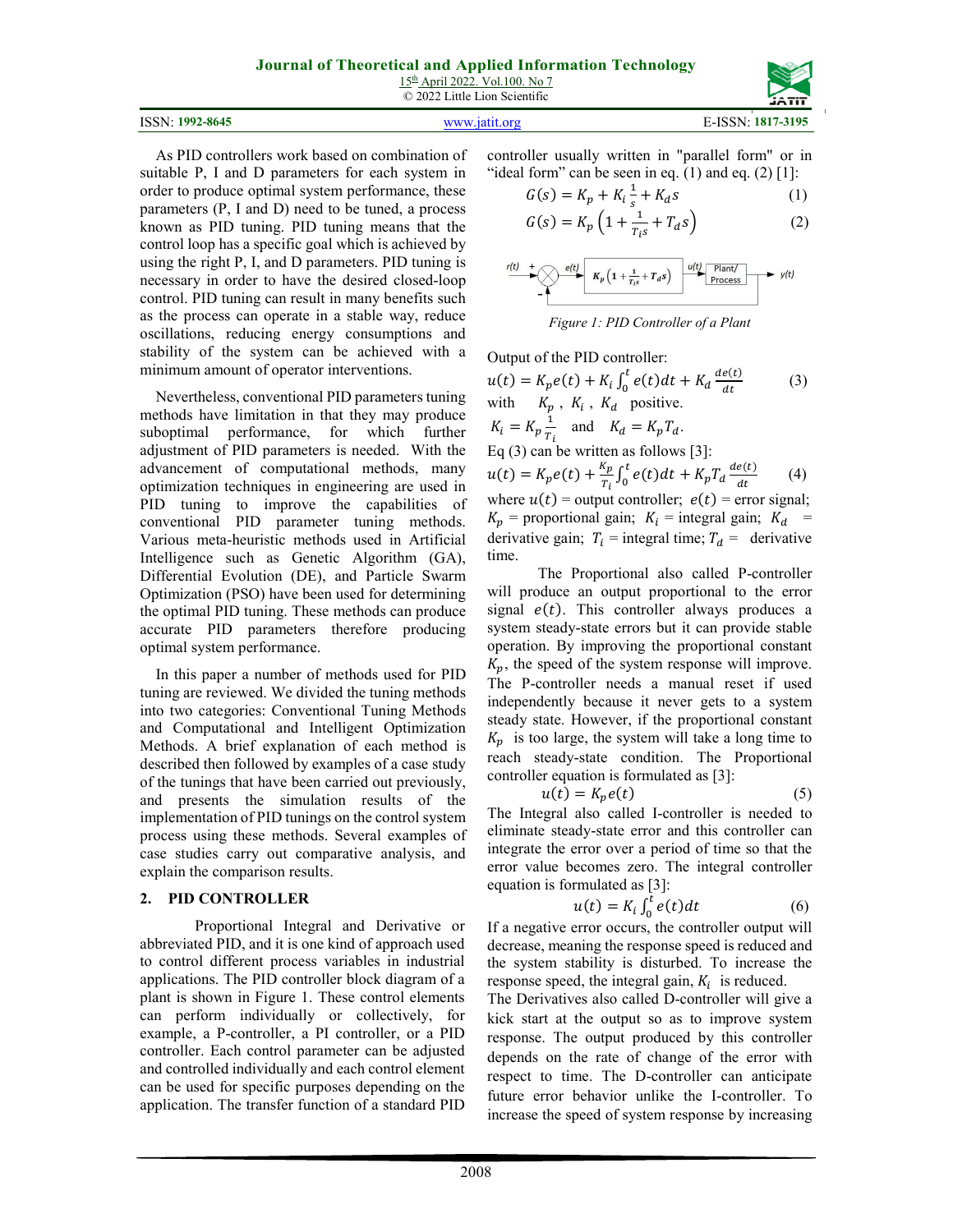As PID controllers work based on combination of suitable P, I and D parameters for each system in order to produce optimal system performance, these parameters (P, I and D) need to be tuned, a process known as PID tuning. PID tuning means that the control loop has a specific goal which is achieved by using the right P, I, and D parameters. PID tuning is necessary in order to have the desired closed-loop control. PID tuning can result in many benefits such as the process can operate in a stable way, reduce oscillations, reducing energy consumptions and stability of the system can be achieved with a minimum amount of operator interventions.

Nevertheless, conventional PID parameters tuning methods have limitation in that they may produce suboptimal performance, for which further adjustment of PID parameters is needed. With the advancement of computational methods, many optimization techniques in engineering are used in PID tuning to improve the capabilities of conventional PID parameter tuning methods. Various meta-heuristic methods used in Artificial Intelligence such as Genetic Algorithm (GA), Differential Evolution (DE), and Particle Swarm Optimization (PSO) have been used for determining the optimal PID tuning. These methods can produce accurate PID parameters therefore producing optimal system performance.

In this paper a number of methods used for PID tuning are reviewed. We divided the tuning methods into two categories: Conventional Tuning Methods and Computational and Intelligent Optimization Methods. A brief explanation of each method is described then followed by examples of a case study of the tunings that have been carried out previously, and presents the simulation results of the implementation of PID tunings on the control system process using these methods. Several examples of case studies carry out comparative analysis, and explain the comparison results.

## 2. PID CONTROLLER

Proportional Integral and Derivative or abbreviated PID, and it is one kind of approach used to control different process variables in industrial applications. The PID controller block diagram of a plant is shown in Figure 1. These control elements can perform individually or collectively, for example, a P-controller, a PI controller, or a PID controller. Each control parameter can be adjusted and controlled individually and each control element can be used for specific purposes depending on the application. The transfer function of a standard PID controller usually written in "parallel form" or in "ideal form" can be seen in eq. (1) and eq. (2) [1]:

$$G(s) = K_p + K_i \frac{1}{s} + K_d s \tag{1}$$

$$G(s) = K_p \left(1 + \frac{1}{T_i s} + T_d s\right) \tag{2}$$

*Figure 1: PID Controller of a Plant*

Output of the PID controller:

$$u(t) = K_p e(t) + K_i \int_0^t e(t)dt + K_d \frac{de(t)}{dt} \tag{3}$$

with $K_p$ , $K_i$ , $K_d$ positive.

$K_i = K_p \frac{1}{T_i}$ and $K_d = K_p T_d$.

Eq (3) can be written as follows [3]:

$$u(t) = K_p e(t) + \frac{K_p}{T_i} \int_0^t e(t)dt + K_p T_d \frac{de(t)}{dt} \tag{4}$$

where $u(t)$ = output controller; $e(t)$ = error signal; $K_p$ = proportional gain; $K_i$ = integral gain; $K_d$ = derivative gain; $T_i$ = integral time; $T_d$ = derivative time.

The Proportional also called P-controller will produce an output proportional to the error signal $e(t)$. This controller always produces a system steady-state errors but it can provide stable operation. By improving the proportional constant $K_p$, the speed of the system response will improve. The P-controller needs a manual reset if used independently because it never gets to a system steady state. However, if the proportional constant $K_p$ is too large, the system will take a long time to reach steady-state condition. The Proportional controller equation is formulated as [3]:

$$u(t) = K_p e(t) \tag{5}$$

The Integral also called I-controller is needed to eliminate steady-state error and this controller can integrate the error over a period of time so that the error value becomes zero. The integral controller equation is formulated as [3]:

$$u(t) = K_i \int_0^t e(t)dt \tag{6}$$

If a negative error occurs, the controller output will decrease, meaning the response speed is reduced and the system stability is disturbed. To increase the response speed, the integral gain, $K_i$ is reduced.

The Derivatives also called D-controller will give a kick start at the output so as to improve system response. The output produced by this controller depends on the rate of change of the error with respect to time. The D-controller can anticipate future error behavior unlike the I-controller. To increase the speed of system response by increasing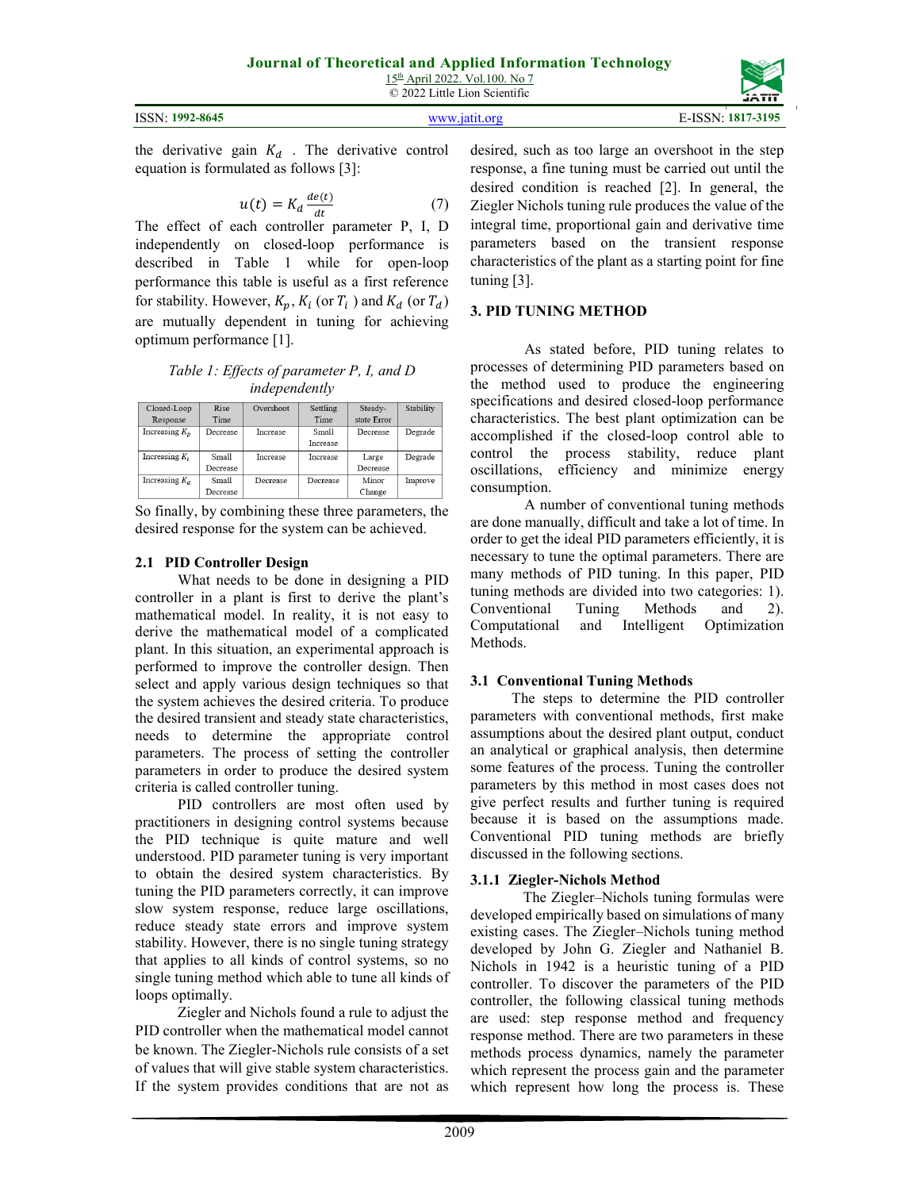the derivative gain $K_d$ . The derivative control equation is formulated as follows [3]:

$$u(t) = K_d \frac{de(t)}{dt} \quad (7)$$

The effect of each controller parameter P, I, D independently on closed-loop performance is described in Table 1 while for open-loop performance this table is useful as a first reference for stability. However, $K_p$, $K_i$ (or $T_i$ ) and $K_d$ (or $T_d$) are mutually dependent in tuning for achieving optimum performance [1].

*Table 1: Effects of parameter P, I, and D independently*

| Closed-Loop Response | Rise Time | Overshoot | Settling Time | Steady-state Error | Stability |
|---|---|---|---|---|---|
| Increasing $K_p$ | Decrease | Increase | Small Increase | Decrease | Degrade |
| Increasing $K_i$ | Small Decrease | Increase | Increase | Large Decrease | Degrade |
| Increasing $K_d$ | Small Decrease | Decrease | Decrease | Minor Change | Improve |

So finally, by combining these three parameters, the desired response for the system can be achieved.

### 2.1 PID Controller Design

What needs to be done in designing a PID controller in a plant is first to derive the plant's mathematical model. In reality, it is not easy to derive the mathematical model of a complicated plant. In this situation, an experimental approach is performed to improve the controller design. Then select and apply various design techniques so that the system achieves the desired criteria. To produce the desired transient and steady state characteristics, needs to determine the appropriate control parameters. The process of setting the controller parameters in order to produce the desired system criteria is called controller tuning.

PID controllers are most often used by practitioners in designing control systems because the PID technique is quite mature and well understood. PID parameter tuning is very important to obtain the desired system characteristics. By tuning the PID parameters correctly, it can improve slow system response, reduce large oscillations, reduce steady state errors and improve system stability. However, there is no single tuning strategy that applies to all kinds of control systems, so no single tuning method which able to tune all kinds of loops optimally.

Ziegler and Nichols found a rule to adjust the PID controller when the mathematical model cannot be known. The Ziegler-Nichols rule consists of a set of values that will give stable system characteristics. If the system provides conditions that are not as desired, such as too large an overshoot in the step response, a fine tuning must be carried out until the desired condition is reached [2]. In general, the Ziegler Nichols tuning rule produces the value of the integral time, proportional gain and derivative time parameters based on the transient response characteristics of the plant as a starting point for fine tuning [3].

## 3. PID TUNING METHOD

As stated before, PID tuning relates to processes of determining PID parameters based on the method used to produce the engineering specifications and desired closed-loop performance characteristics. The best plant optimization can be accomplished if the closed-loop control able to control the process stability, reduce plant oscillations, efficiency and minimize energy consumption.

A number of conventional tuning methods are done manually, difficult and take a lot of time. In order to get the ideal PID parameters efficiently, it is necessary to tune the optimal parameters. There are many methods of PID tuning. In this paper, PID tuning methods are divided into two categories: 1). Conventional Tuning Methods and 2). Computational and Intelligent Optimization Methods.

### 3.1 Conventional Tuning Methods

The steps to determine the PID controller parameters with conventional methods, first make assumptions about the desired plant output, conduct an analytical or graphical analysis, then determine some features of the process. Tuning the controller parameters by this method in most cases does not give perfect results and further tuning is required because it is based on the assumptions made. Conventional PID tuning methods are briefly discussed in the following sections.

#### 3.1.1 Ziegler-Nichols Method

The Ziegler–Nichols tuning formulas were developed empirically based on simulations of many existing cases. The Ziegler–Nichols tuning method developed by John G. Ziegler and Nathaniel B. Nichols in 1942 is a heuristic tuning of a PID controller. To discover the parameters of the PID controller, the following classical tuning methods are used: step response method and frequency response method. There are two parameters in these methods process dynamics, namely the parameter which represent the process gain and the parameter which represent how long the process is. These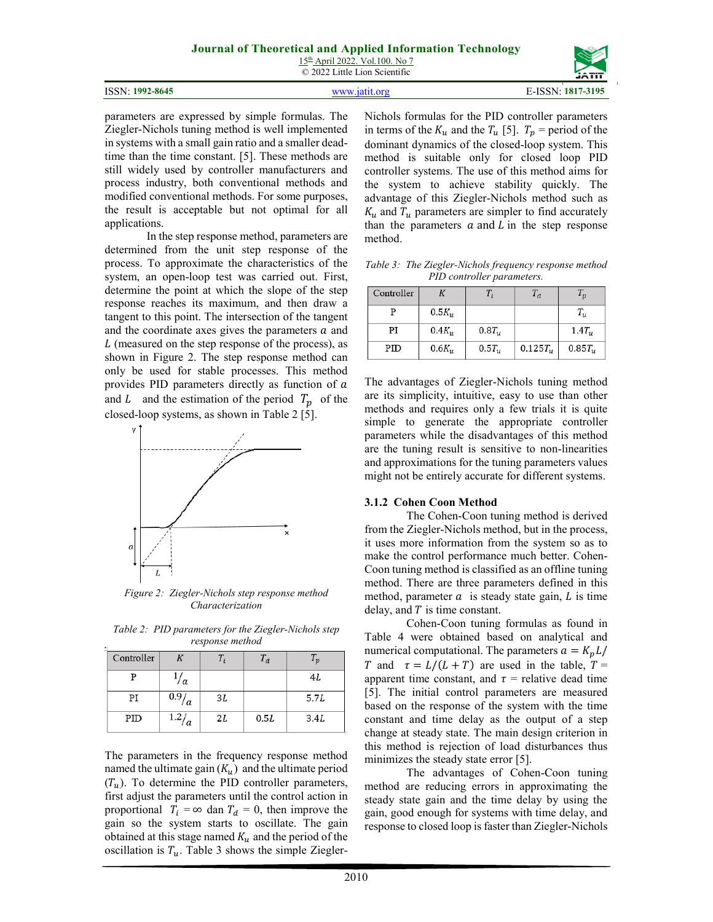parameters are expressed by simple formulas. The Ziegler-Nichols tuning method is well implemented in systems with a small gain ratio and a smaller dead-time than the time constant. [5]. These methods are still widely used by controller manufacturers and process industry, both conventional methods and modified conventional methods. For some purposes, the result is acceptable but not optimal for all applications.

In the step response method, parameters are determined from the unit step response of the process. To approximate the characteristics of the system, an open-loop test was carried out. First, determine the point at which the slope of the step response reaches its maximum, and then draw a tangent to this point. The intersection of the tangent and the coordinate axes gives the parameters $a$ and $L$ (measured on the step response of the process), as shown in Figure 2. The step response method can only be used for stable processes. This method provides PID parameters directly as function of $a$ and $L$ and the estimation of the period $T_p$ of the closed-loop systems, as shown in Table 2 [5].

*Figure 2: Ziegler-Nichols step response method Characterization*

*Table 2: PID parameters for the Ziegler-Nichols step response method*

| Controller | $K$ | $T_i$ | $T_d$ | $T_p$ |
|---|---|---|---|---|
| P | $1/a$ | | | $4L$ |
| PI | $0.9/a$ | $3L$ | | $5.7L$ |
| PID | $1.2/a$ | $2L$ | $0.5L$ | $3.4L$ |

The parameters in the frequency response method named the ultimate gain ($K_u$) and the ultimate period ($T_u$). To determine the PID controller parameters, first adjust the parameters until the control action in proportional $T_i = \infty$ dan $T_d = 0$, then improve the gain so the system starts to oscillate. The gain obtained at this stage named $K_u$ and the period of the oscillation is $T_u$. Table 3 shows the simple Ziegler-Nichols formulas for the PID controller parameters in terms of the $K_u$ and the $T_u$ [5]. $T_p$ = period of the dominant dynamics of the closed-loop system. This method is suitable only for closed loop PID controller systems. The use of this method aims for the system to achieve stability quickly. The advantage of this Ziegler-Nichols method such as $K_u$ and $T_u$ parameters are simpler to find accurately than the parameters $a$ and $L$ in the step response method.

*Table 3: The Ziegler-Nichols frequency response method PID controller parameters.*

| Controller | $K$ | $T_i$ | $T_d$ | $T_p$ |
|---|---|---|---|---|
| P | $0.5K_u$ | | | $T_u$ |
| PI | $0.4K_u$ | $0.8T_u$ | | $1.4T_u$ |
| PID | $0.6K_u$ | $0.5T_u$ | $0.125T_u$ | $0.85T_u$ |

The advantages of Ziegler-Nichols tuning method are its simplicity, intuitive, easy to use than other methods and requires only a few trials it is quite simple to generate the appropriate controller parameters while the disadvantages of this method are the tuning result is sensitive to non-linearities and approximations for the tuning parameters values might not be entirely accurate for different systems.

### 3.1.2 Cohen Coon Method

The Cohen-Coon tuning method is derived from the Ziegler-Nichols method, but in the process, it uses more information from the system so as to make the control performance much better. Cohen-Coon tuning method is classified as an offline tuning method. There are three parameters defined in this method, parameter $a$ is steady state gain, $L$ is time delay, and $T$ is time constant.

Cohen-Coon tuning formulas as found in Table 4 were obtained based on analytical and numerical computational. The parameters $a = K_p L/T$ and $\tau = L/(L+T)$ are used in the table, $T$ = apparent time constant, and $\tau$ = relative dead time [5]. The initial control parameters are measured based on the response of the system with the time constant and time delay as the output of a step change at steady state. The main design criterion in this method is rejection of load disturbances thus minimizes the steady state error [5].

The advantages of Cohen-Coon tuning method are reducing errors in approximating the steady state gain and the time delay by using the gain, good enough for systems with time delay, and response to closed loop is faster than Ziegler-Nichols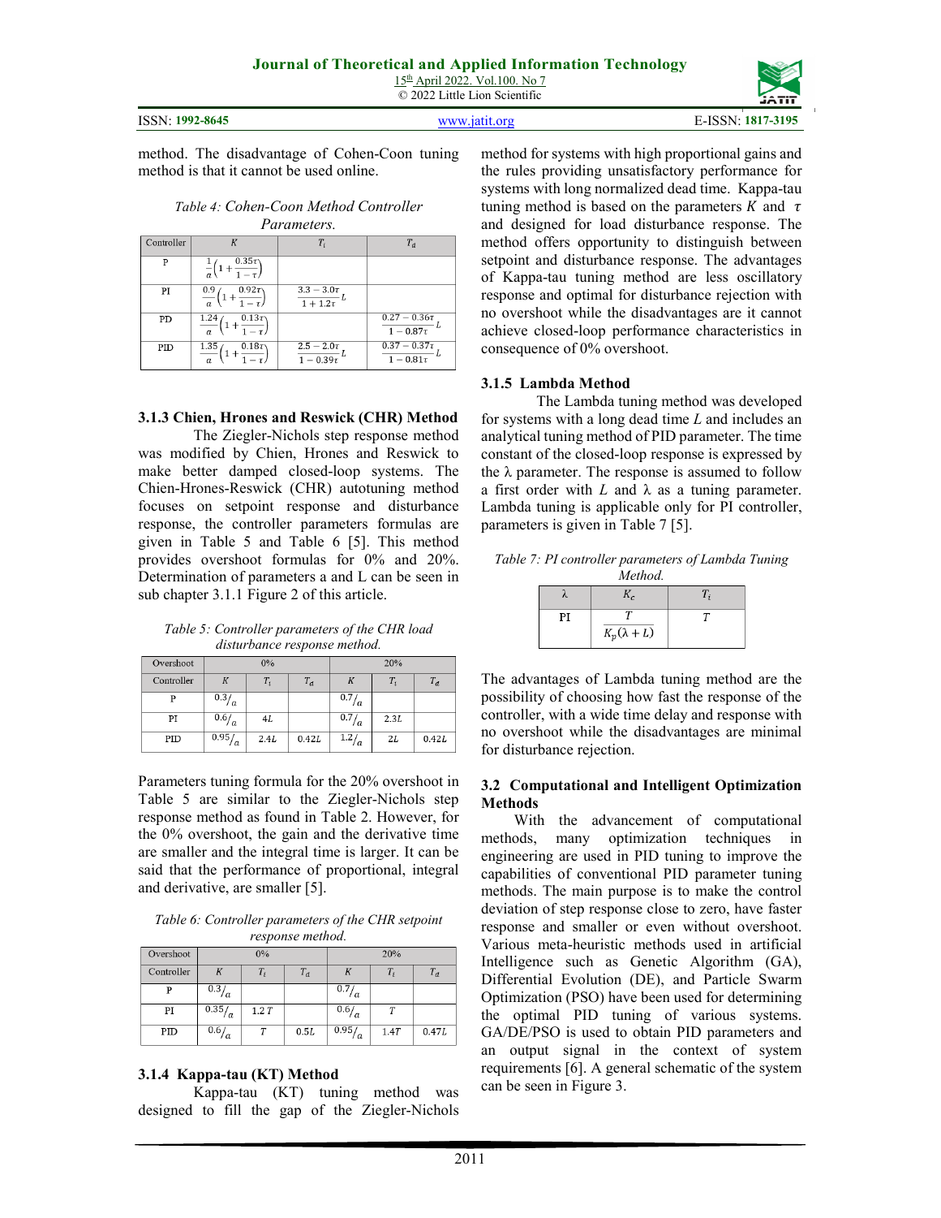method. The disadvantage of Cohen-Coon tuning method is that it cannot be used online.

*Table 4: Cohen-Coon Method Controller Parameters.*

| Controller | $K$ | $T_i$ | $T_d$ |
|---|---|---|---|
| P | $\frac{1}{a}\left(1+\frac{0.35\tau}{1-\tau}\right)$ | | |
| PI | $\frac{0.9}{a}\left(1+\frac{0.92\tau}{1-\tau}\right)$ | $\frac{3.3-3.0\tau}{1+1.2\tau}L$ | |
| PD | $\frac{1.24}{a}\left(1+\frac{0.13\tau}{1-\tau}\right)$ | | $\frac{0.27-0.36\tau}{1-0.87\tau}L$ |
| PID | $\frac{1.35}{a}\left(1+\frac{0.18\tau}{1-\tau}\right)$ | $\frac{2.5-2.0\tau}{1-0.39\tau}L$ | $\frac{0.37-0.37\tau}{1-0.81\tau}L$ |

### 3.1.3 Chien, Hrones and Reswick (CHR) Method

The Ziegler-Nichols step response method was modified by Chien, Hrones and Reswick to make better damped closed-loop systems. The Chien-Hrones-Reswick (CHR) autotuning method focuses on setpoint response and disturbance response, the controller parameters formulas are given in Table 5 and Table 6 [5]. This method provides overshoot formulas for 0% and 20%. Determination of parameters a and L can be seen in sub chapter 3.1.1 Figure 2 of this article.

*Table 5: Controller parameters of the CHR load disturbance response method.*

| Overshoot | 0% | | | 20% | | |
|---|---|---|---|---|---|---|
| Controller | $K$ | $T_i$ | $T_d$ | $K$ | $T_i$ | $T_d$ |
| P | $0.3/a$ | | | $0.7/a$ | | |
| PI | $0.6/a$ | $4L$ | | $0.7/a$ | $2.3L$ | |
| PID | $0.95/a$ | $2.4L$ | $0.42L$ | $1.2/a$ | $2L$ | $0.42L$ |

Parameters tuning formula for the 20% overshoot in Table 5 are similar to the Ziegler-Nichols step response method as found in Table 2. However, for the 0% overshoot, the gain and the derivative time are smaller and the integral time is larger. It can be said that the performance of proportional, integral and derivative, are smaller [5].

*Table 6: Controller parameters of the CHR setpoint response method.*

| Overshoot | 0% | | | 20% | | |
|---|---|---|---|---|---|---|
| Controller | $K$ | $T_i$ | $T_d$ | $K$ | $T_i$ | $T_d$ |
| P | $0.3/a$ | | | $0.7/a$ | | |
| PI | $0.35/a$ | $1.2T$ | | $0.6/a$ | $T$ | |
| PID | $0.6/a$ | $T$ | $0.5L$ | $0.95/a$ | $1.4T$ | $0.47L$ |

### 3.1.4 Kappa-tau (KT) Method

Kappa-tau (KT) tuning method was designed to fill the gap of the Ziegler-Nichols method for systems with high proportional gains and the rules providing unsatisfactory performance for systems with long normalized dead time. Kappa-tau tuning method is based on the parameters $K$ and $\tau$ and designed for load disturbance response. The method offers opportunity to distinguish between setpoint and disturbance response. The advantages of Kappa-tau tuning method are less oscillatory response and optimal for disturbance rejection with no overshoot while the disadvantages are it cannot achieve closed-loop performance characteristics in consequence of 0% overshoot.

### 3.1.5 Lambda Method

The Lambda tuning method was developed for systems with a long dead time $L$ and includes an analytical tuning method of PID parameter. The time constant of the closed-loop response is expressed by the λ parameter. The response is assumed to follow a first order with $L$ and λ as a tuning parameter. Lambda tuning is applicable only for PI controller, parameters is given in Table 7 [5].

*Table 7: PI controller parameters of Lambda Tuning Method.*

| λ | $K_c$ | $T_i$ |
|---|---|---|
| PI | $\frac{T}{K_p(\lambda+L)}$ | $T$ |

The advantages of Lambda tuning method are the possibility of choosing how fast the response of the controller, with a wide time delay and response with no overshoot while the disadvantages are minimal for disturbance rejection.

## 3.2 Computational and Intelligent Optimization Methods

With the advancement of computational methods, many optimization techniques in engineering are used in PID tuning to improve the capabilities of conventional PID parameter tuning methods. The main purpose is to make the control deviation of step response close to zero, have faster response and smaller or even without overshoot. Various meta-heuristic methods used in artificial Intelligence such as Genetic Algorithm (GA), Differential Evolution (DE), and Particle Swarm Optimization (PSO) have been used for determining the optimal PID tuning of various systems. GA/DE/PSO is used to obtain PID parameters and an output signal in the context of system requirements [6]. A general schematic of the system can be seen in Figure 3.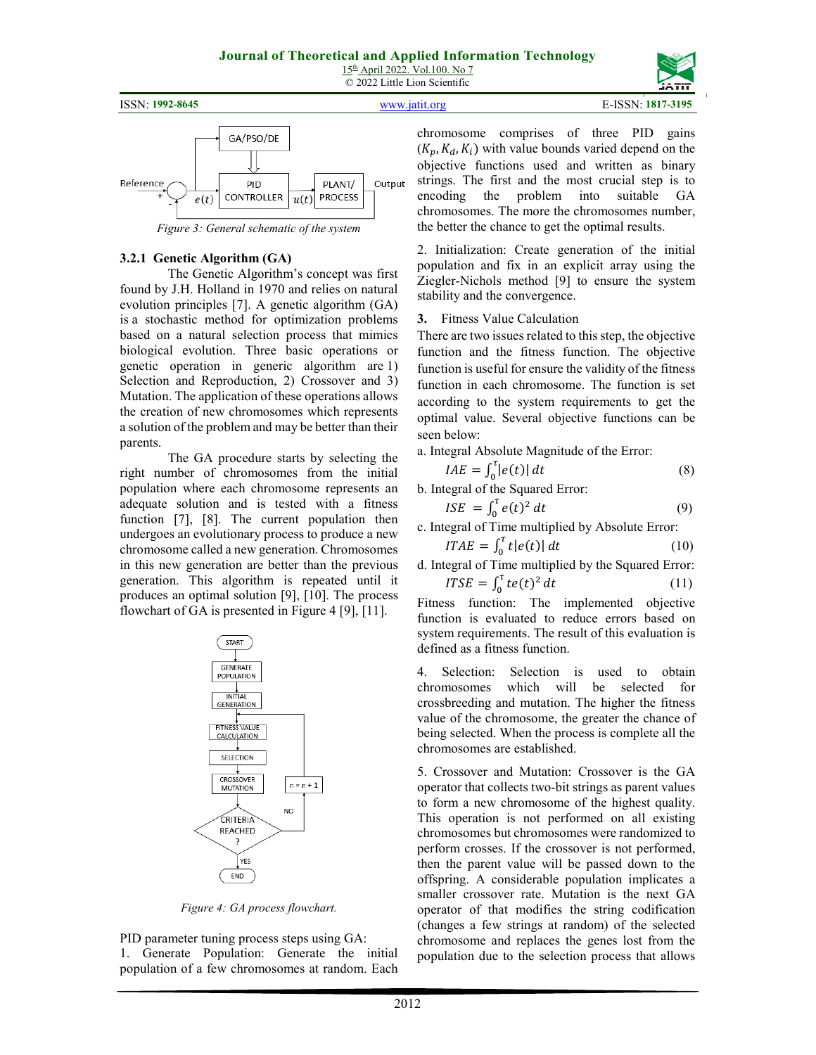Figure 3: General schematic of the system

### 3.2.1 Genetic Algorithm (GA)

The Genetic Algorithm's concept was first found by J.H. Holland in 1970 and relies on natural evolution principles [7]. A genetic algorithm (GA) is a stochastic method for optimization problems based on a natural selection process that mimics biological evolution. Three basic operations or genetic operation in generic algorithm are 1) Selection and Reproduction, 2) Crossover and 3) Mutation. The application of these operations allows the creation of new chromosomes which represents a solution of the problem and may be better than their parents.

The GA procedure starts by selecting the right number of chromosomes from the initial population where each chromosome represents an adequate solution and is tested with a fitness function [7], [8]. The current population then undergoes an evolutionary process to produce a new chromosome called a new generation. Chromosomes in this new generation are better than the previous generation. This algorithm is repeated until it produces an optimal solution [9], [10]. The process flowchart of GA is presented in Figure 4 [9], [11].

Figure 4: GA process flowchart.

PID parameter tuning process steps using GA:

1. Generate Population: Generate the initial population of a few chromosomes at random. Each chromosome comprises of three PID gains $(K_p, K_d, K_i)$ with value bounds varied depend on the objective functions used and written as binary strings. The first and the most crucial step is to encoding the problem into suitable GA chromosomes. The more the chromosomes number, the better the chance to get the optimal results.

2. Initialization: Create generation of the initial population and fix in an explicit array using the Ziegler-Nichols method [9] to ensure the system stability and the convergence.

3. Fitness Value Calculation

There are two issues related to this step, the objective function and the fitness function. The objective function is useful for ensure the validity of the fitness function in each chromosome. The function is set according to the system requirements to get the optimal value. Several objective functions can be seen below:

a. Integral Absolute Magnitude of the Error:

$$IAE = \int_0^{\tau} |e(t)|\, dt \tag{8}$$

b. Integral of the Squared Error:

$$ISE = \int_0^{\tau} e(t)^2\, dt \tag{9}$$

c. Integral of Time multiplied by Absolute Error:

$$ITAE = \int_0^{\tau} t|e(t)|\, dt \tag{10}$$

d. Integral of Time multiplied by the Squared Error:

$$ITSE = \int_0^{\tau} te(t)^2\, dt \tag{11}$$

Fitness function: The implemented objective function is evaluated to reduce errors based on system requirements. The result of this evaluation is defined as a fitness function.

4. Selection: Selection is used to obtain chromosomes which will be selected for crossbreeding and mutation. The higher the fitness value of the chromosome, the greater the chance of being selected. When the process is complete all the chromosomes are established.

5. Crossover and Mutation: Crossover is the GA operator that collects two-bit strings as parent values to form a new chromosome of the highest quality. This operation is not performed on all existing chromosomes but chromosomes were randomized to perform crosses. If the crossover is not performed, then the parent value will be passed down to the offspring. A considerable population implicates a smaller crossover rate. Mutation is the next GA operator that modifies the string codification (changes a few strings at random) of the selected chromosome and replaces the genes lost from the population due to the selection process that allows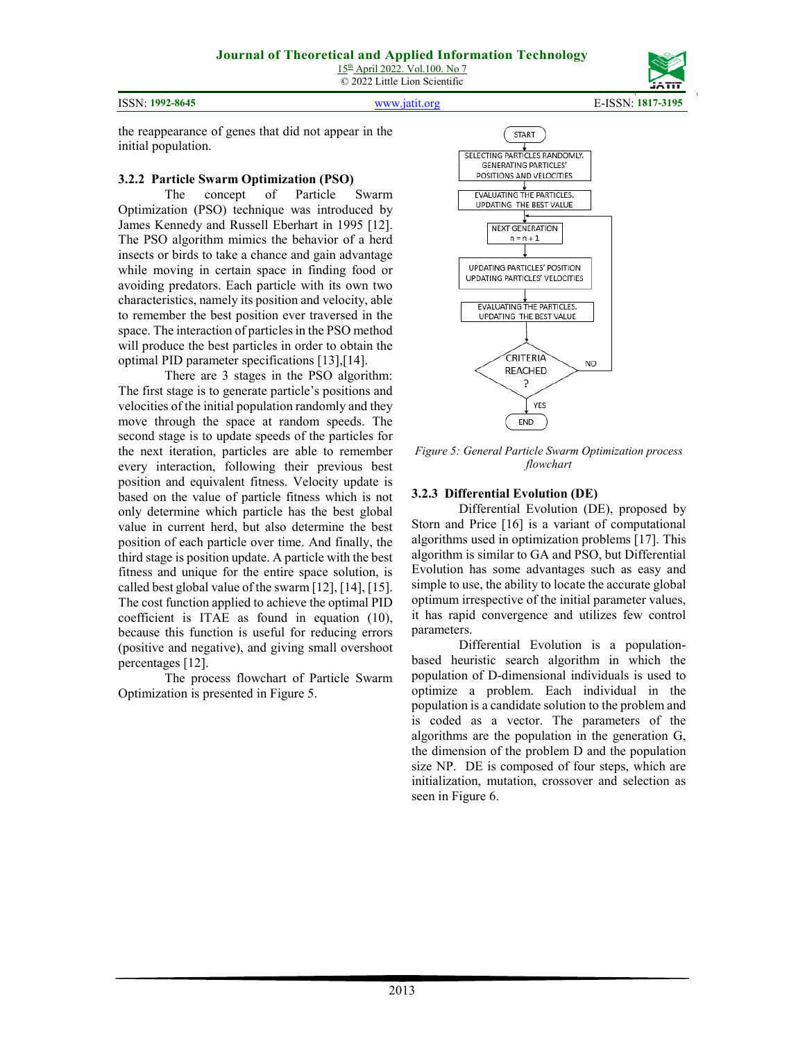the reappearance of genes that did not appear in the initial population.

### 3.2.2 Particle Swarm Optimization (PSO)

The concept of Particle Swarm Optimization (PSO) technique was introduced by James Kennedy and Russell Eberhart in 1995 [12]. The PSO algorithm mimics the behavior of a herd insects or birds to take a chance and gain advantage while moving in certain space in finding food or avoiding predators. Each particle with its own two characteristics, namely its position and velocity, able to remember the best position ever traversed in the space. The interaction of particles in the PSO method will produce the best particles in order to obtain the optimal PID parameter specifications [13],[14].

There are 3 stages in the PSO algorithm: The first stage is to generate particle's positions and velocities of the initial population randomly and they move through the space at random speeds. The second stage is to update speeds of the particles for the next iteration, particles are able to remember every interaction, following their previous best position and equivalent fitness. Velocity update is based on the value of particle fitness which is not only determine which particle has the best global value in current herd, but also determine the best position of each particle over time. And finally, the third stage is position update. A particle with the best fitness and unique for the entire space solution, is called best global value of the swarm [12], [14], [15]. The cost function applied to achieve the optimal PID coefficient is ITAE as found in equation (10), because this function is useful for reducing errors (positive and negative), and giving small overshoot percentages [12].

The process flowchart of Particle Swarm Optimization is presented in Figure 5.

START → SELECTING PARTICLES RANDOMLY. GENERATING PARTICLES' POSITIONS AND VELOCITIES → EVALUATING THE PARTICLES. UPDATING THE BEST VALUE → NEXT GENERATION n = n + 1 → UPDATING PARTICLES' POSITION UPDATING PARTICLES' VELOCITIES → EVALUATING THE PARTICLES. UPDATING THE BEST VALUE → CRITERIA REACHED ? (NO → NEXT GENERATION; YES → END)

*Figure 5: General Particle Swarm Optimization process flowchart*

### 3.2.3 Differential Evolution (DE)

Differential Evolution (DE), proposed by Storn and Price [16] is a variant of computational algorithms used in optimization problems [17]. This algorithm is similar to GA and PSO, but Differential Evolution has some advantages such as easy and simple to use, the ability to locate the accurate global optimum irrespective of the initial parameter values, it has rapid convergence and utilizes few control parameters.

Differential Evolution is a population-based heuristic search algorithm in which the population of D-dimensional individuals is used to optimize a problem. Each individual in the population is a candidate solution to the problem and is coded as a vector. The parameters of the algorithms are the population in the generation G, the dimension of the problem D and the population size NP. DE is composed of four steps, which are initialization, mutation, crossover and selection as seen in Figure 6.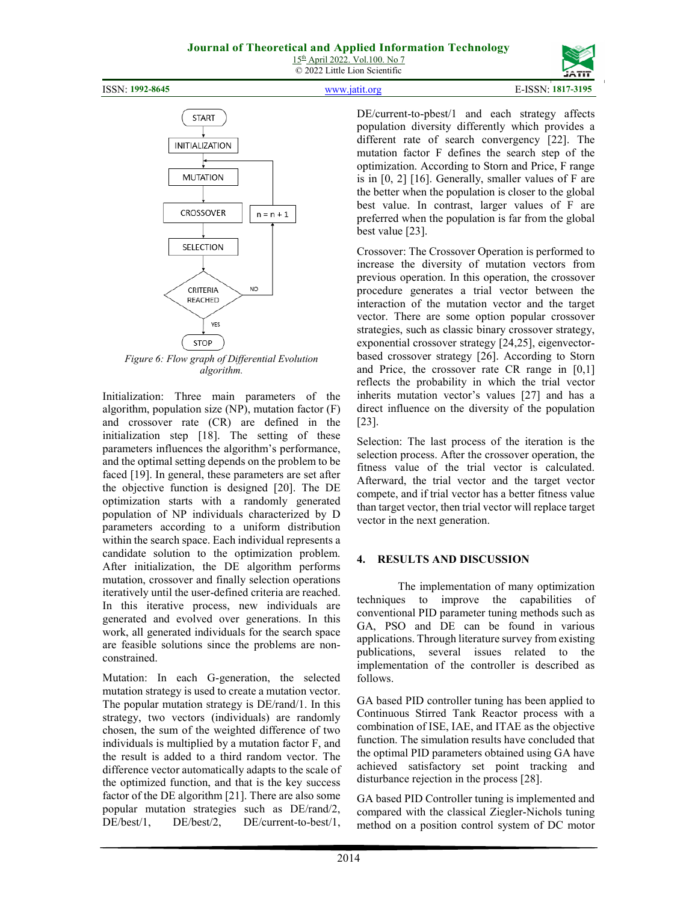Figure 6: Flow graph of Differential Evolution algorithm.

Initialization: Three main parameters of the algorithm, population size (NP), mutation factor (F) and crossover rate (CR) are defined in the initialization step [18]. The setting of these parameters influences the algorithm's performance, and the optimal setting depends on the problem to be faced [19]. In general, these parameters are set after the objective function is designed [20]. The DE optimization starts with a randomly generated population of NP individuals characterized by D parameters according to a uniform distribution within the search space. Each individual represents a candidate solution to the optimization problem. After initialization, the DE algorithm performs mutation, crossover and finally selection operations iteratively until the user-defined criteria are reached. In this iterative process, new individuals are generated and evolved over generations. In this work, all generated individuals for the search space are feasible solutions since the problems are non-constrained.

Mutation: In each G-generation, the selected mutation strategy is used to create a mutation vector. The popular mutation strategy is DE/rand/1. In this strategy, two vectors (individuals) are randomly chosen, the sum of the weighted difference of two individuals is multiplied by a mutation factor F, and the result is added to a third random vector. The difference vector automatically adapts to the scale of the optimized function, and that is the key success factor of the DE algorithm [21]. There are also some popular mutation strategies such as DE/rand/2, DE/best/1, DE/best/2, DE/current-to-best/1, DE/current-to-pbest/1 and each strategy affects population diversity differently which provides a different rate of search convergency [22]. The mutation factor F defines the search step of the optimization. According to Storn and Price, F range is in [0, 2] [16]. Generally, smaller values of F are the better when the population is closer to the global best value. In contrast, larger values of F are preferred when the population is far from the global best value [23].

Crossover: The Crossover Operation is performed to increase the diversity of mutation vectors from previous operation. In this operation, the crossover procedure generates a trial vector between the interaction of the mutation vector and the target vector. There are some option popular crossover strategies, such as classic binary crossover strategy, exponential crossover strategy [24,25], eigenvector-based crossover strategy [26]. According to Storn and Price, the crossover rate CR range in [0,1] reflects the probability in which the trial vector inherits mutation vector's values [27] and has a direct influence on the diversity of the population [23].

Selection: The last process of the iteration is the selection process. After the crossover operation, the fitness value of the trial vector is calculated. Afterward, the trial vector and the target vector compete, and if trial vector has a better fitness value than target vector, then trial vector will replace target vector in the next generation.

## 4. RESULTS AND DISCUSSION

The implementation of many optimization techniques to improve the capabilities of conventional PID parameter tuning methods such as GA, PSO and DE can be found in various applications. Through literature survey from existing publications, several issues related to the implementation of the controller is described as follows.

GA based PID controller tuning has been applied to Continuous Stirred Tank Reactor process with a combination of ISE, IAE, and ITAE as the objective function. The simulation results have concluded that the optimal PID parameters obtained using GA have achieved satisfactory set point tracking and disturbance rejection in the process [28].

GA based PID Controller tuning is implemented and compared with the classical Ziegler-Nichols tuning method on a position control system of DC motor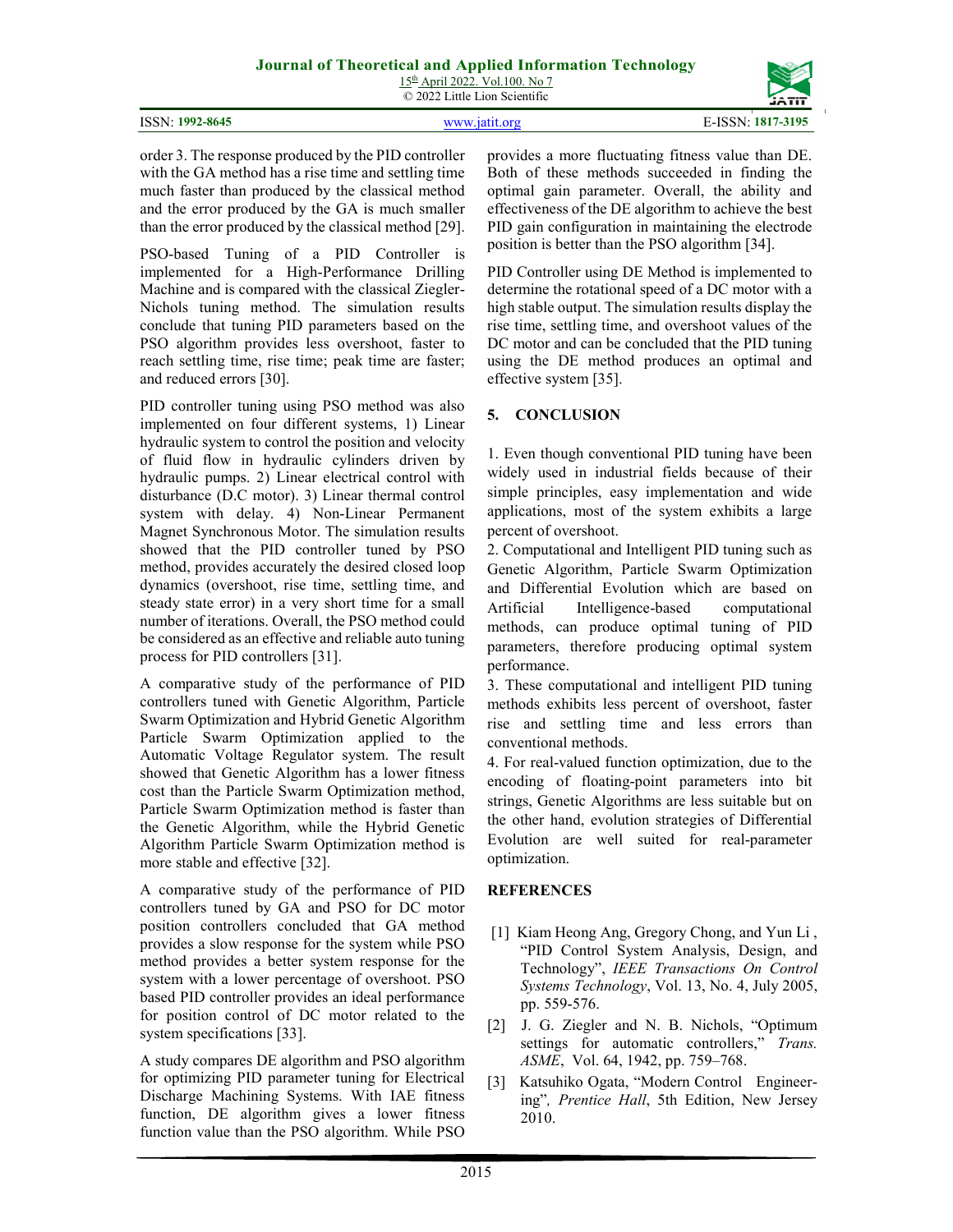order 3. The response produced by the PID controller with the GA method has a rise time and settling time much faster than produced by the classical method and the error produced by the GA is much smaller than the error produced by the classical method [29].

PSO-based Tuning of a PID Controller is implemented for a High-Performance Drilling Machine and is compared with the classical Ziegler-Nichols tuning method. The simulation results conclude that tuning PID parameters based on the PSO algorithm provides less overshoot, faster to reach settling time, rise time; peak time are faster; and reduced errors [30].

PID controller tuning using PSO method was also implemented on four different systems, 1) Linear hydraulic system to control the position and velocity of fluid flow in hydraulic cylinders driven by hydraulic pumps. 2) Linear electrical control with disturbance (D.C motor). 3) Linear thermal control system with delay. 4) Non-Linear Permanent Magnet Synchronous Motor. The simulation results showed that the PID controller tuned by PSO method, provides accurately the desired closed loop dynamics (overshoot, rise time, settling time, and steady state error) in a very short time for a small number of iterations. Overall, the PSO method could be considered as an effective and reliable auto tuning process for PID controllers [31].

A comparative study of the performance of PID controllers tuned with Genetic Algorithm, Particle Swarm Optimization and Hybrid Genetic Algorithm Particle Swarm Optimization applied to the Automatic Voltage Regulator system. The result showed that Genetic Algorithm has a lower fitness cost than the Particle Swarm Optimization method, Particle Swarm Optimization method is faster than the Genetic Algorithm, while the Hybrid Genetic Algorithm Particle Swarm Optimization method is more stable and effective [32].

A comparative study of the performance of PID controllers tuned by GA and PSO for DC motor position controllers concluded that GA method provides a slow response for the system while PSO method provides a better system response for the system with a lower percentage of overshoot. PSO based PID controller provides an ideal performance for position control of DC motor related to the system specifications [33].

A study compares DE algorithm and PSO algorithm for optimizing PID parameter tuning for Electrical Discharge Machining Systems. With IAE fitness function, DE algorithm gives a lower fitness function value than the PSO algorithm. While PSO provides a more fluctuating fitness value than DE. Both of these methods succeeded in finding the optimal gain parameter. Overall, the ability and effectiveness of the DE algorithm to achieve the best PID gain configuration in maintaining the electrode position is better than the PSO algorithm [34].

PID Controller using DE Method is implemented to determine the rotational speed of a DC motor with a high stable output. The simulation results display the rise time, settling time, and overshoot values of the DC motor and can be concluded that the PID tuning using the DE method produces an optimal and effective system [35].

## 5. CONCLUSION

1. Even though conventional PID tuning have been widely used in industrial fields because of their simple principles, easy implementation and wide applications, most of the system exhibits a large percent of overshoot.
2. Computational and Intelligent PID tuning such as Genetic Algorithm, Particle Swarm Optimization and Differential Evolution which are based on Artificial Intelligence-based computational methods, can produce optimal tuning of PID parameters, therefore producing optimal system performance.
3. These computational and intelligent PID tuning methods exhibits less percent of overshoot, faster rise and settling time and less errors than conventional methods.
4. For real-valued function optimization, due to the encoding of floating-point parameters into bit strings, Genetic Algorithms are less suitable but on the other hand, evolution strategies of Differential Evolution are well suited for real-parameter optimization.

## REFERENCES

[1] Kiam Heong Ang, Gregory Chong, and Yun Li , "PID Control System Analysis, Design, and Technology", *IEEE Transactions On Control Systems Technology*, Vol. 13, No. 4, July 2005, pp. 559-576.

[2] J. G. Ziegler and N. B. Nichols, "Optimum settings for automatic controllers," *Trans. ASME*, Vol. 64, 1942, pp. 759–768.

[3] Katsuhiko Ogata, "Modern Control Engineering", *Prentice Hall*, 5th Edition, New Jersey 2010.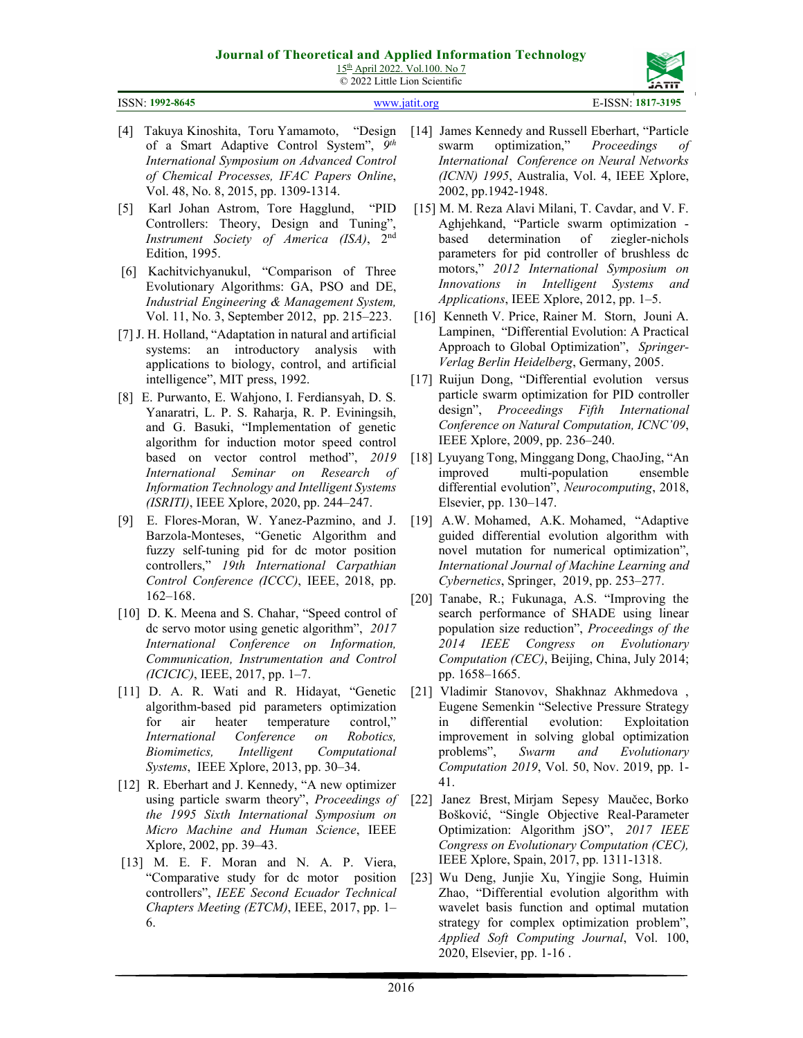[4] Takuya Kinoshita, Toru Yamamoto, "Design of a Smart Adaptive Control System", *9th International Symposium on Advanced Control of Chemical Processes, IFAC Papers Online*, Vol. 48, No. 8, 2015, pp. 1309-1314.

[5] Karl Johan Astrom, Tore Hagglund, "PID Controllers: Theory, Design and Tuning", *Instrument Society of America (ISA)*, 2nd Edition, 1995.

[6] Kachitvichyanukul, "Comparison of Three Evolutionary Algorithms: GA, PSO and DE, *Industrial Engineering & Management System,* Vol. 11, No. 3, September 2012, pp. 215–223.

[7] J. H. Holland, "Adaptation in natural and artificial systems: an introductory analysis with applications to biology, control, and artificial intelligence", MIT press, 1992.

[8] E. Purwanto, E. Wahjono, I. Ferdiansyah, D. S. Yanaratri, L. P. S. Raharja, R. P. Eviningsih, and G. Basuki, "Implementation of genetic algorithm for induction motor speed control based on vector control method", *2019 International Seminar on Research of Information Technology and Intelligent Systems (ISRITI)*, IEEE Xplore, 2020, pp. 244–247.

[9] E. Flores-Moran, W. Yanez-Pazmino, and J. Barzola-Monteses, "Genetic Algorithm and fuzzy self-tuning pid for dc motor position controllers," *19th International Carpathian Control Conference (ICCC)*, IEEE, 2018, pp. 162–168.

[10] D. K. Meena and S. Chahar, "Speed control of dc servo motor using genetic algorithm", *2017 International Conference on Information, Communication, Instrumentation and Control (ICICIC)*, IEEE, 2017, pp. 1–7.

[11] D. A. R. Wati and R. Hidayat, "Genetic algorithm-based pid parameters optimization for air heater temperature control," *International Conference on Robotics, Biomimetics, Intelligent Computational Systems*, IEEE Xplore, 2013, pp. 30–34.

[12] R. Eberhart and J. Kennedy, "A new optimizer using particle swarm theory", *Proceedings of the 1995 Sixth International Symposium on Micro Machine and Human Science*, IEEE Xplore, 2002, pp. 39–43.

[13] M. E. F. Moran and N. A. P. Viera, "Comparative study for dc motor position controllers", *IEEE Second Ecuador Technical Chapters Meeting (ETCM)*, IEEE, 2017, pp. 1–6.

[14] James Kennedy and Russell Eberhart, "Particle swarm optimization," *Proceedings of International Conference on Neural Networks (ICNN) 1995*, Australia, Vol. 4, IEEE Xplore, 2002, pp.1942-1948.

[15] M. M. Reza Alavi Milani, T. Cavdar, and V. F. Aghjehkand, "Particle swarm optimization - based determination of ziegler-nichols parameters for pid controller of brushless dc motors," *2012 International Symposium on Innovations in Intelligent Systems and Applications*, IEEE Xplore, 2012, pp. 1–5.

[16] Kenneth V. Price, Rainer M. Storn, Jouni A. Lampinen, "Differential Evolution: A Practical Approach to Global Optimization", *Springer-Verlag Berlin Heidelberg*, Germany, 2005.

[17] Ruijun Dong, "Differential evolution versus particle swarm optimization for PID controller design", *Proceedings Fifth International Conference on Natural Computation, ICNC'09*, IEEE Xplore, 2009, pp. 236–240.

[18] Lyuyang Tong, Minggang Dong, ChaoJing, "An improved multi-population ensemble differential evolution", *Neurocomputing*, 2018, Elsevier, pp. 130–147.

[19] A.W. Mohamed, A.K. Mohamed, "Adaptive guided differential evolution algorithm with novel mutation for numerical optimization", *International Journal of Machine Learning and Cybernetics*, Springer, 2019, pp. 253–277.

[20] Tanabe, R.; Fukunaga, A.S. "Improving the search performance of SHADE using linear population size reduction", *Proceedings of the 2014 IEEE Congress on Evolutionary Computation (CEC)*, Beijing, China, July 2014; pp. 1658–1665.

[21] Vladimir Stanovov, Shakhnaz Akhmedova , Eugene Semenkin "Selective Pressure Strategy in differential evolution: Exploitation improvement in solving global optimization problems", *Swarm and Evolutionary Computation 2019*, Vol. 50, Nov. 2019, pp. 1-41.

[22] Janez Brest, Mirjam Sepesy Maučec, Borko Bošković, "Single Objective Real-Parameter Optimization: Algorithm jSO", *2017 IEEE Congress on Evolutionary Computation (CEC),* IEEE Xplore, Spain, 2017, pp. 1311-1318.

[23] Wu Deng, Junjie Xu, Yingjie Song, Huimin Zhao, "Differential evolution algorithm with wavelet basis function and optimal mutation strategy for complex optimization problem", *Applied Soft Computing Journal*, Vol. 100, 2020, Elsevier, pp. 1-16 .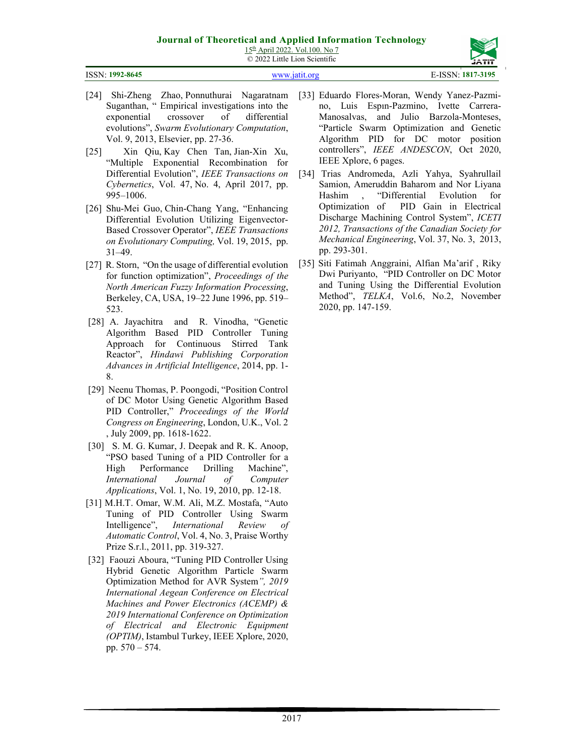[24] Shi-Zheng Zhao, Ponnuthurai Nagaratnam Suganthan, " Empirical investigations into the exponential crossover of differential evolutions", *Swarm Evolutionary Computation*, Vol. 9, 2013, Elsevier, pp. 27-36.

[25] Xin Qiu, Kay Chen Tan, Jian-Xin Xu, "Multiple Exponential Recombination for Differential Evolution", *IEEE Transactions on Cybernetics*, Vol. 47, No. 4, April 2017, pp. 995–1006.

[26] Shu-Mei Guo, Chin-Chang Yang, "Enhancing Differential Evolution Utilizing Eigenvector-Based Crossover Operator", *IEEE Transactions on Evolutionary Computing,* Vol. 19, 2015, pp. 31–49.

[27] R. Storn, "On the usage of differential evolution for function optimization", *Proceedings of the North American Fuzzy Information Processing*, Berkeley, CA, USA, 19–22 June 1996, pp. 519–523.

[28] A. Jayachitra and R. Vinodha, "Genetic Algorithm Based PID Controller Tuning Approach for Continuous Stirred Tank Reactor", *Hindawi Publishing Corporation Advances in Artificial Intelligence*, 2014, pp. 1-8.

[29] Neenu Thomas, P. Poongodi, "Position Control of DC Motor Using Genetic Algorithm Based PID Controller," *Proceedings of the World Congress on Engineering*, London, U.K., Vol. 2 , July 2009, pp. 1618-1622.

[30] S. M. G. Kumar, J. Deepak and R. K. Anoop, "PSO based Tuning of a PID Controller for a High Performance Drilling Machine", *International Journal of Computer Applications*, Vol. 1, No. 19, 2010, pp. 12-18.

[31] M.H.T. Omar, W.M. Ali, M.Z. Mostafa, "Auto Tuning of PID Controller Using Swarm Intelligence", *International Review of Automatic Control*, Vol. 4, No. 3, Praise Worthy Prize S.r.l., 2011, pp. 319-327.

[32] Faouzi Aboura, "Tuning PID Controller Using Hybrid Genetic Algorithm Particle Swarm Optimization Method for AVR System*", 2019 International Aegean Conference on Electrical Machines and Power Electronics (ACEMP) & 2019 International Conference on Optimization of Electrical and Electronic Equipment (OPTIM)*, Istambul Turkey, IEEE Xplore, 2020, pp. 570 – 574.

[33] Eduardo Flores-Moran, Wendy Yanez-Pazmino, Luis Espın-Pazmino, Ivette Carrera-Manosalvas, and Julio Barzola-Monteses, "Particle Swarm Optimization and Genetic Algorithm PID for DC motor position controllers", *IEEE ANDESCON*, Oct 2020, IEEE Xplore, 6 pages.

[34] Trias Andromeda, Azli Yahya, Syahrullail Samion, Ameruddin Baharom and Nor Liyana Hashim , "Differential Evolution for Optimization of PID Gain in Electrical Discharge Machining Control System", *ICETI 2012, Transactions of the Canadian Society for Mechanical Engineering*, Vol. 37, No. 3, 2013, pp. 293-301.

[35] Siti Fatimah Anggraini, Alfian Ma'arif , Riky Dwi Puriyanto, "PID Controller on DC Motor and Tuning Using the Differential Evolution Method", *TELKA*, Vol.6, No.2, November 2020, pp. 147-159.